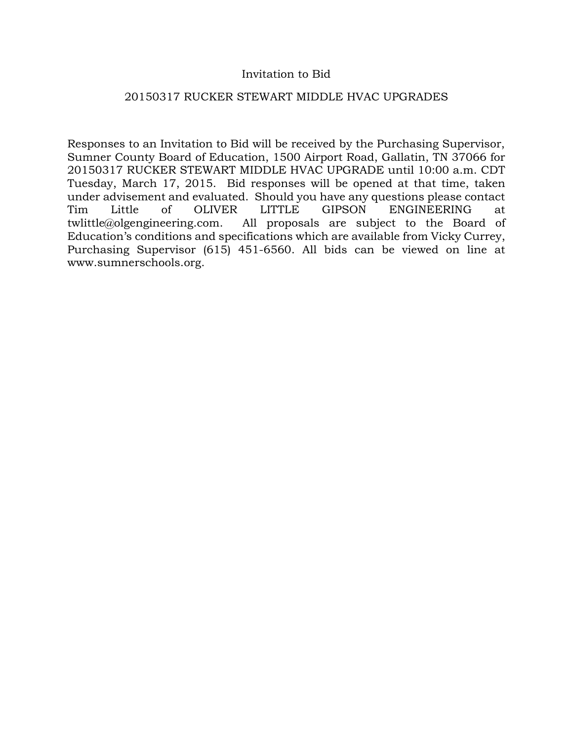# Invitation to Bid

## 20150317 RUCKER STEWART MIDDLE HVAC UPGRADES

Responses to an Invitation to Bid will be received by the Purchasing Supervisor, Sumner County Board of Education, 1500 Airport Road, Gallatin, TN 37066 for 20150317 RUCKER STEWART MIDDLE HVAC UPGRADE until 10:00 a.m. CDT Tuesday, March 17, 2015. Bid responses will be opened at that time, taken under advisement and evaluated. Should you have any questions please contact Tim Little of OLIVER LITTLE GIPSON ENGINEERING at twlittle@olgengineering.com. All proposals are subject to the Board of Education's conditions and specifications which are available from Vicky Currey, Purchasing Supervisor (615) 451-6560. All bids can be viewed on line at www.sumnerschools.org.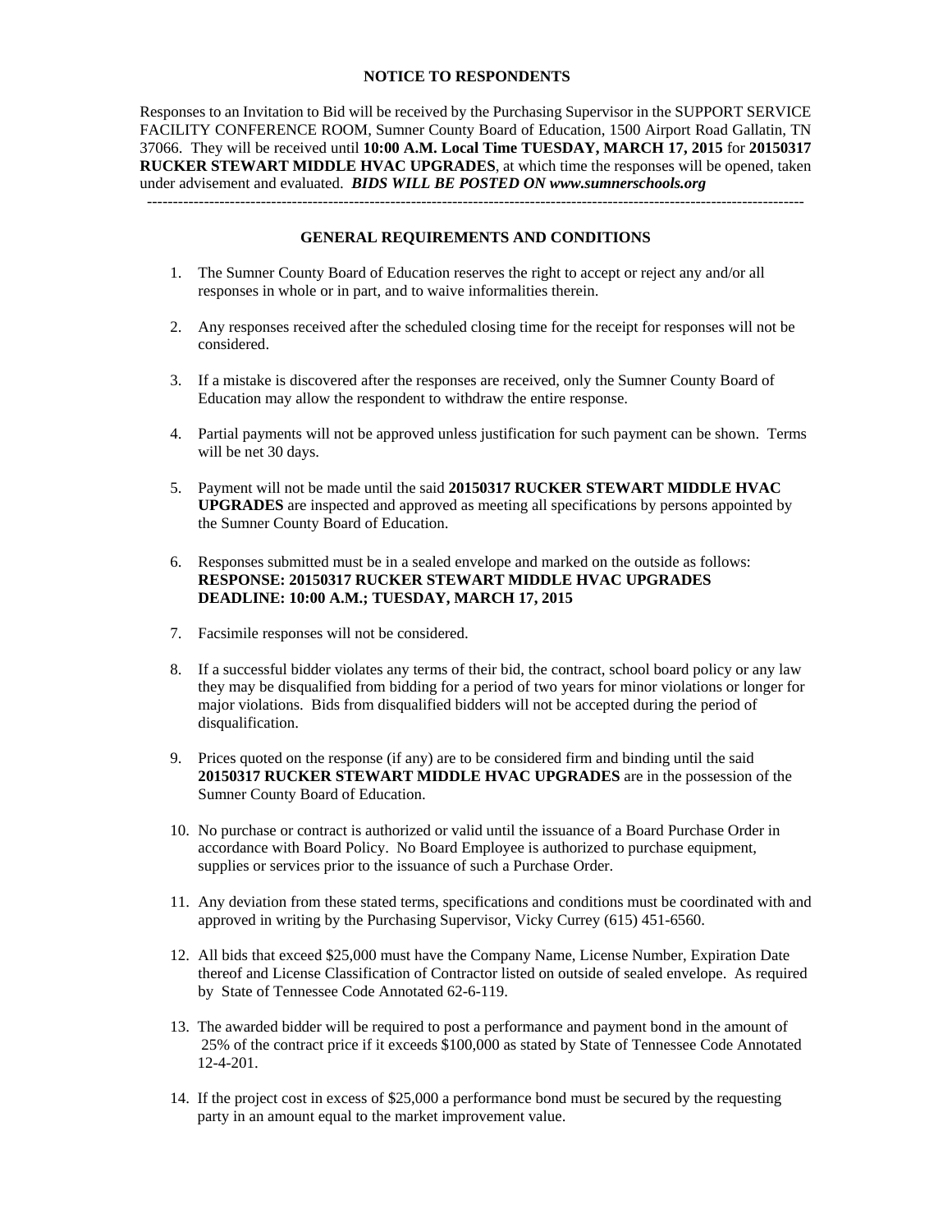## NOTICE TO RESPONDENTS

Responses to an Invitation to Bid will be received by the Purchasing Supervisor in the SUPPORT SERVICE FACILITY CONFERENCE ROOM, Sumner County Board of Education, 1500 Airport Road Gallatin, TN 37066. They will be received until **10:00 A.M. Local Time TUESDAY, MARCH 17, 2015** for **20150317 RUCKER STEWART MIDDLE HVAC UPGRADES**, at which time the responses will be opened, taken under advisement and evaluated. ***BIDS WILL BE POSTED ON www.sumnerschools.org***

---

## GENERAL REQUIREMENTS AND CONDITIONS

1. The Sumner County Board of Education reserves the right to accept or reject any and/or all responses in whole or in part, and to waive informalities therein.

2. Any responses received after the scheduled closing time for the receipt for responses will not be considered.

3. If a mistake is discovered after the responses are received, only the Sumner County Board of Education may allow the respondent to withdraw the entire response.

4. Partial payments will not be approved unless justification for such payment can be shown. Terms will be net 30 days.

5. Payment will not be made until the said **20150317 RUCKER STEWART MIDDLE HVAC UPGRADES** are inspected and approved as meeting all specifications by persons appointed by the Sumner County Board of Education.

6. Responses submitted must be in a sealed envelope and marked on the outside as follows:
   **RESPONSE: 20150317 RUCKER STEWART MIDDLE HVAC UPGRADES**
   **DEADLINE: 10:00 A.M.; TUESDAY, MARCH 17, 2015**

7. Facsimile responses will not be considered.

8. If a successful bidder violates any terms of their bid, the contract, school board policy or any law they may be disqualified from bidding for a period of two years for minor violations or longer for major violations. Bids from disqualified bidders will not be accepted during the period of disqualification.

9. Prices quoted on the response (if any) are to be considered firm and binding until the said **20150317 RUCKER STEWART MIDDLE HVAC UPGRADES** are in the possession of the Sumner County Board of Education.

10. No purchase or contract is authorized or valid until the issuance of a Board Purchase Order in accordance with Board Policy. No Board Employee is authorized to purchase equipment, supplies or services prior to the issuance of such a Purchase Order.

11. Any deviation from these stated terms, specifications and conditions must be coordinated with and approved in writing by the Purchasing Supervisor, Vicky Currey (615) 451-6560.

12. All bids that exceed $25,000 must have the Company Name, License Number, Expiration Date thereof and License Classification of Contractor listed on outside of sealed envelope. As required by State of Tennessee Code Annotated 62-6-119.

13. The awarded bidder will be required to post a performance and payment bond in the amount of 25% of the contract price if it exceeds $100,000 as stated by State of Tennessee Code Annotated 12-4-201.

14. If the project cost in excess of $25,000 a performance bond must be secured by the requesting party in an amount equal to the market improvement value.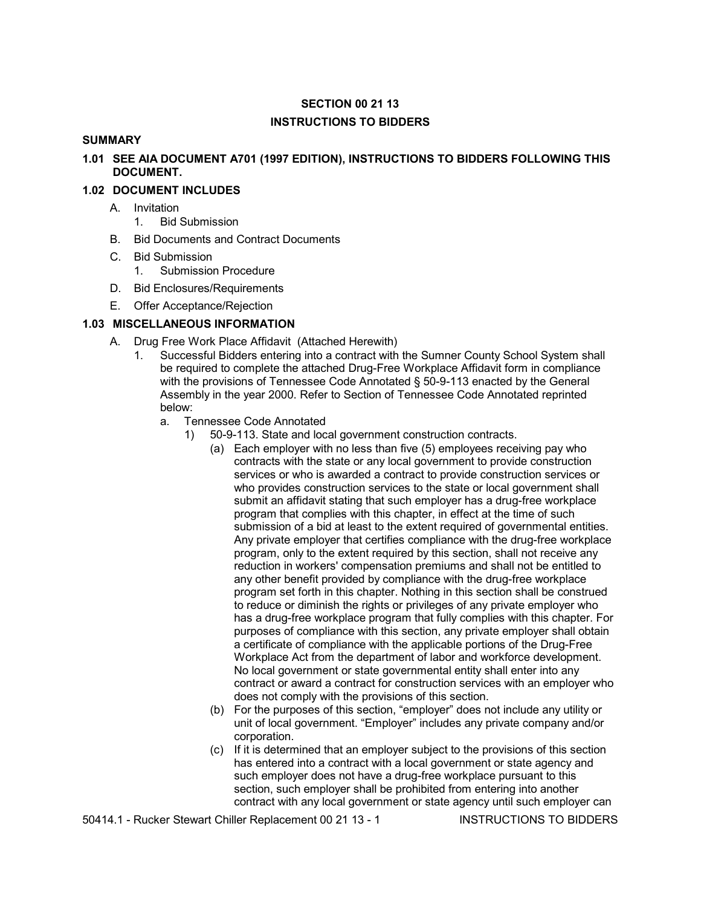## SECTION 00 21 13

## INSTRUCTIONS TO BIDDERS

### SUMMARY

### 1.01 SEE AIA DOCUMENT A701 (1997 EDITION), INSTRUCTIONS TO BIDDERS FOLLOWING THIS DOCUMENT.

### 1.02 DOCUMENT INCLUDES

- A. Invitation
  - 1. Bid Submission
- B. Bid Documents and Contract Documents
- C. Bid Submission
  - 1. Submission Procedure
- D. Bid Enclosures/Requirements
- E. Offer Acceptance/Rejection

### 1.03 MISCELLANEOUS INFORMATION

- A. Drug Free Work Place Affidavit (Attached Herewith)
  - 1. Successful Bidders entering into a contract with the Sumner County School System shall be required to complete the attached Drug-Free Workplace Affidavit form in compliance with the provisions of Tennessee Code Annotated § 50-9-113 enacted by the General Assembly in the year 2000. Refer to Section of Tennessee Code Annotated reprinted below:
    - a. Tennessee Code Annotated
      - 1) 50-9-113. State and local government construction contracts.
        - (a) Each employer with no less than five (5) employees receiving pay who contracts with the state or any local government to provide construction services or who is awarded a contract to provide construction services or who provides construction services to the state or local government shall submit an affidavit stating that such employer has a drug-free workplace program that complies with this chapter, in effect at the time of such submission of a bid at least to the extent required of governmental entities. Any private employer that certifies compliance with the drug-free workplace program, only to the extent required by this section, shall not receive any reduction in workers' compensation premiums and shall not be entitled to any other benefit provided by compliance with the drug-free workplace program set forth in this chapter. Nothing in this section shall be construed to reduce or diminish the rights or privileges of any private employer who has a drug-free workplace program that fully complies with this chapter. For purposes of compliance with this section, any private employer shall obtain a certificate of compliance with the applicable portions of the Drug-Free Workplace Act from the department of labor and workforce development. No local government or state governmental entity shall enter into any contract or award a contract for construction services with an employer who does not comply with the provisions of this section.
        - (b) For the purposes of this section, "employer" does not include any utility or unit of local government. "Employer" includes any private company and/or corporation.
        - (c) If it is determined that an employer subject to the provisions of this section has entered into a contract with a local government or state agency and such employer does not have a drug-free workplace pursuant to this section, such employer shall be prohibited from entering into another contract with any local government or state agency until such employer can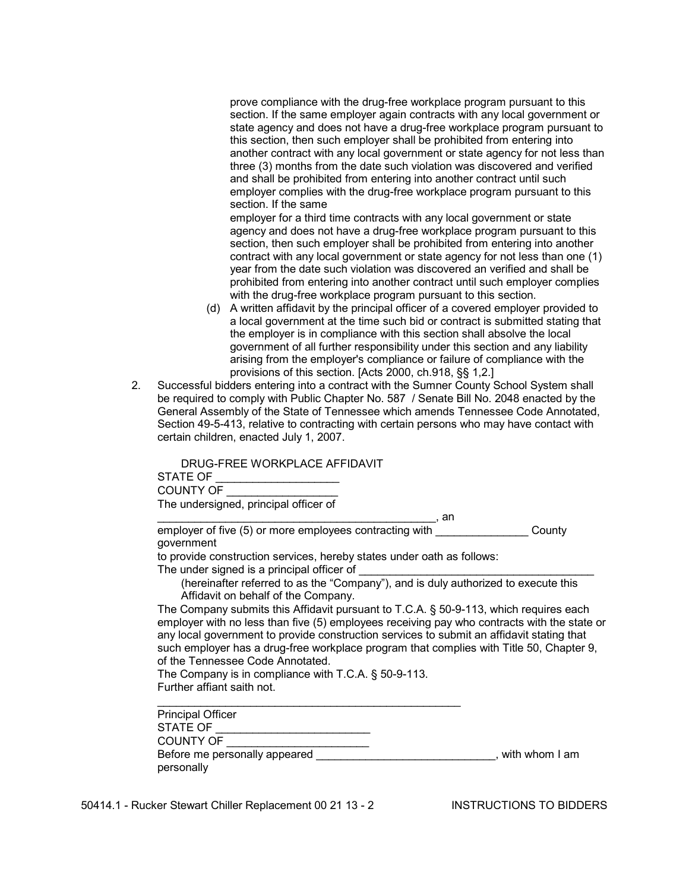prove compliance with the drug-free workplace program pursuant to this section. If the same employer again contracts with any local government or state agency and does not have a drug-free workplace program pursuant to this section, then such employer shall be prohibited from entering into another contract with any local government or state agency for not less than three (3) months from the date such violation was discovered and verified and shall be prohibited from entering into another contract until such employer complies with the drug-free workplace program pursuant to this section. If the same employer for a third time contracts with any local government or state agency and does not have a drug-free workplace program pursuant to this section, then such employer shall be prohibited from entering into another contract with any local government or state agency for not less than one (1) year from the date such violation was discovered an verified and shall be prohibited from entering into another contract until such employer complies with the drug-free workplace program pursuant to this section.

(d) A written affidavit by the principal officer of a covered employer provided to a local government at the time such bid or contract is submitted stating that the employer is in compliance with this section shall absolve the local government of all further responsibility under this section and any liability arising from the employer's compliance or failure of compliance with the provisions of this section. [Acts 2000, ch.918, §§ 1,2.]

2. Successful bidders entering into a contract with the Sumner County School System shall be required to comply with Public Chapter No. 587 / Senate Bill No. 2048 enacted by the General Assembly of the State of Tennessee which amends Tennessee Code Annotated, Section 49-5-413, relative to contracting with certain persons who may have contact with certain children, enacted July 1, 2007.

DRUG-FREE WORKPLACE AFFIDAVIT

STATE OF ____________________

COUNTY OF __________________

The undersigned, principal officer of

_____________________________________________, an employer of five (5) or more employees contracting with _______________ County government to provide construction services, hereby states under oath as follows:

The under signed is a principal officer of ________________________________________ (hereinafter referred to as the "Company"), and is duly authorized to execute this Affidavit on behalf of the Company.

The Company submits this Affidavit pursuant to T.C.A. § 50-9-113, which requires each employer with no less than five (5) employees receiving pay who contracts with the state or any local government to provide construction services to submit an affidavit stating that such employer has a drug-free workplace program that complies with Title 50, Chapter 9, of the Tennessee Code Annotated.

The Company is in compliance with T.C.A. § 50-9-113.

Further affiant saith not.

____________________________________________________

Principal Officer

STATE OF _________________________

COUNTY OF _______________________

Before me personally appeared _____________________________, with whom I am personally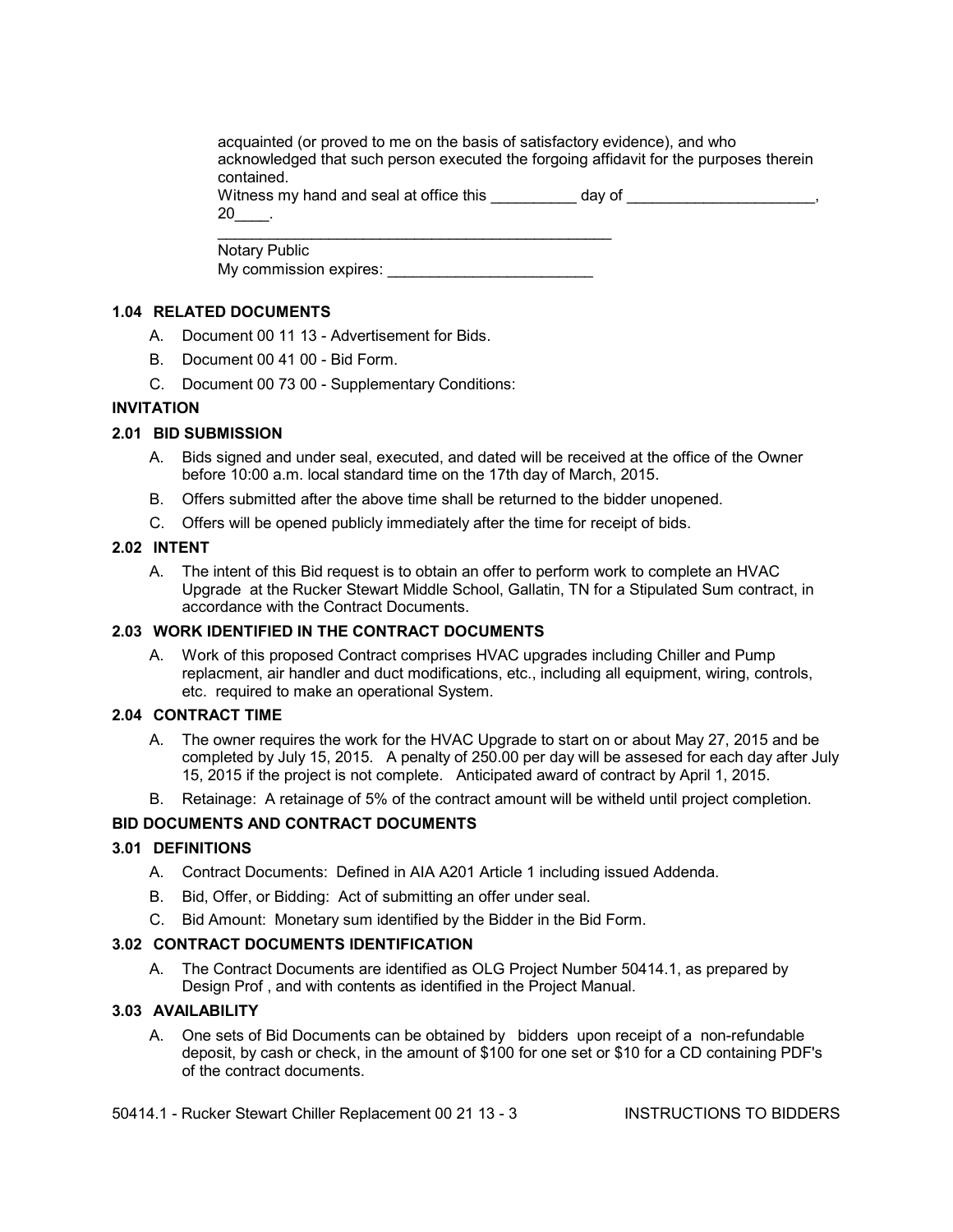acquainted (or proved to me on the basis of satisfactory evidence), and who acknowledged that such person executed the forgoing affidavit for the purposes therein contained.

Witness my hand and seal at office this __________ day of ______________________, 20____.

_______________________________________________

Notary Public

My commission expires: ________________________

### 1.04 RELATED DOCUMENTS

A. Document 00 11 13 - Advertisement for Bids.

B. Document 00 41 00 - Bid Form.

C. Document 00 73 00 - Supplementary Conditions:

## INVITATION

### 2.01 BID SUBMISSION

A. Bids signed and under seal, executed, and dated will be received at the office of the Owner before 10:00 a.m. local standard time on the 17th day of March, 2015.

B. Offers submitted after the above time shall be returned to the bidder unopened.

C. Offers will be opened publicly immediately after the time for receipt of bids.

### 2.02 INTENT

A. The intent of this Bid request is to obtain an offer to perform work to complete an HVAC Upgrade at the Rucker Stewart Middle School, Gallatin, TN for a Stipulated Sum contract, in accordance with the Contract Documents.

### 2.03 WORK IDENTIFIED IN THE CONTRACT DOCUMENTS

A. Work of this proposed Contract comprises HVAC upgrades including Chiller and Pump replacment, air handler and duct modifications, etc., including all equipment, wiring, controls, etc. required to make an operational System.

### 2.04 CONTRACT TIME

A. The owner requires the work for the HVAC Upgrade to start on or about May 27, 2015 and be completed by July 15, 2015. A penalty of 250.00 per day will be assesed for each day after July 15, 2015 if the project is not complete. Anticipated award of contract by April 1, 2015.

B. Retainage: A retainage of 5% of the contract amount will be witheld until project completion.

## BID DOCUMENTS AND CONTRACT DOCUMENTS

### 3.01 DEFINITIONS

A. Contract Documents: Defined in AIA A201 Article 1 including issued Addenda.

B. Bid, Offer, or Bidding: Act of submitting an offer under seal.

C. Bid Amount: Monetary sum identified by the Bidder in the Bid Form.

### 3.02 CONTRACT DOCUMENTS IDENTIFICATION

A. The Contract Documents are identified as OLG Project Number 50414.1, as prepared by Design Prof , and with contents as identified in the Project Manual.

### 3.03 AVAILABILITY

A. One sets of Bid Documents can be obtained by bidders upon receipt of a non-refundable deposit, by cash or check, in the amount of $100 for one set or $10 for a CD containing PDF's of the contract documents.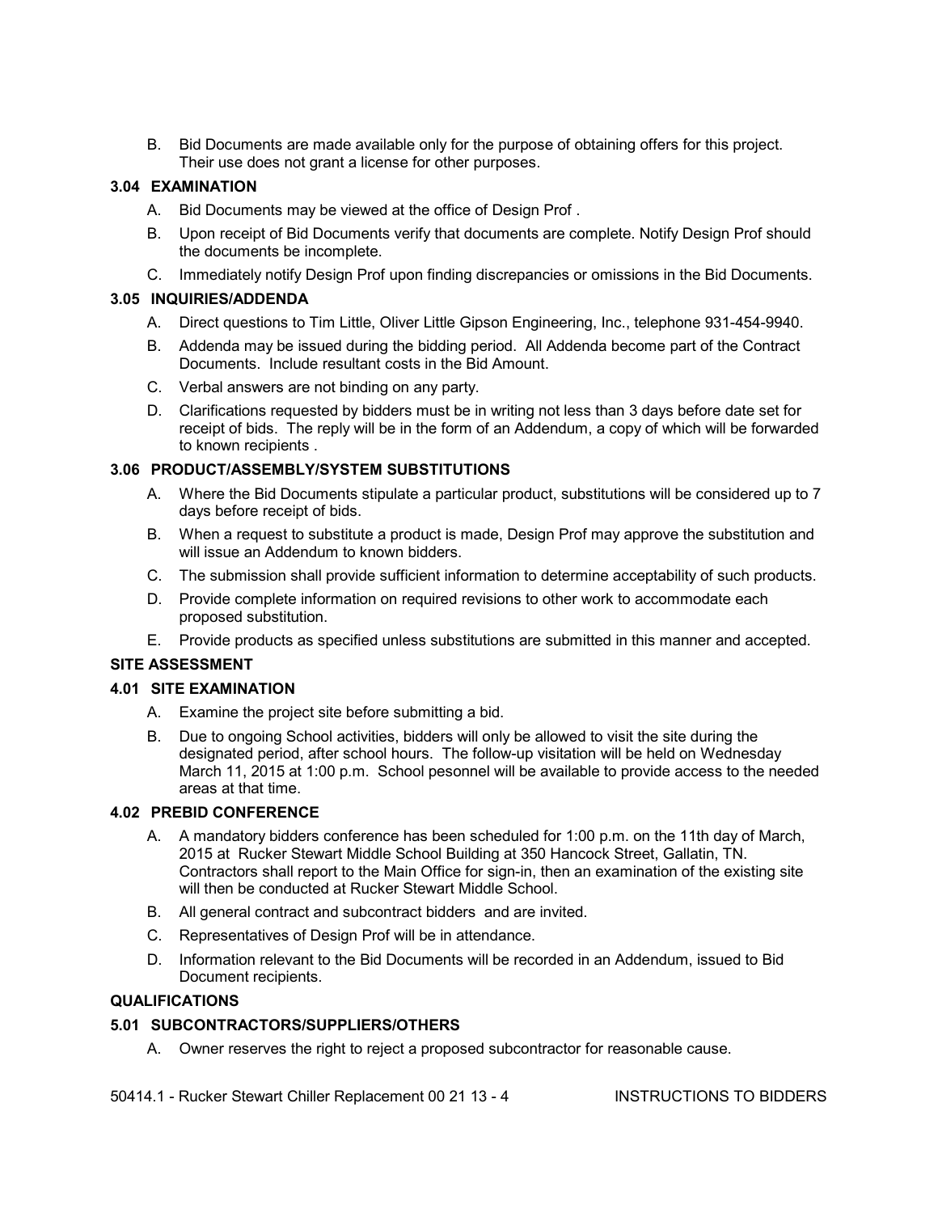B. Bid Documents are made available only for the purpose of obtaining offers for this project. Their use does not grant a license for other purposes.

### 3.04 EXAMINATION

A. Bid Documents may be viewed at the office of Design Prof .

B. Upon receipt of Bid Documents verify that documents are complete. Notify Design Prof should the documents be incomplete.

C. Immediately notify Design Prof upon finding discrepancies or omissions in the Bid Documents.

### 3.05 INQUIRIES/ADDENDA

A. Direct questions to Tim Little, Oliver Little Gipson Engineering, Inc., telephone 931-454-9940.

B. Addenda may be issued during the bidding period. All Addenda become part of the Contract Documents. Include resultant costs in the Bid Amount.

C. Verbal answers are not binding on any party.

D. Clarifications requested by bidders must be in writing not less than 3 days before date set for receipt of bids. The reply will be in the form of an Addendum, a copy of which will be forwarded to known recipients .

### 3.06 PRODUCT/ASSEMBLY/SYSTEM SUBSTITUTIONS

A. Where the Bid Documents stipulate a particular product, substitutions will be considered up to 7 days before receipt of bids.

B. When a request to substitute a product is made, Design Prof may approve the substitution and will issue an Addendum to known bidders.

C. The submission shall provide sufficient information to determine acceptability of such products.

D. Provide complete information on required revisions to other work to accommodate each proposed substitution.

E. Provide products as specified unless substitutions are submitted in this manner and accepted.

## SITE ASSESSMENT

### 4.01 SITE EXAMINATION

A. Examine the project site before submitting a bid.

B. Due to ongoing School activities, bidders will only be allowed to visit the site during the designated period, after school hours. The follow-up visitation will be held on Wednesday March 11, 2015 at 1:00 p.m. School pesonnel will be available to provide access to the needed areas at that time.

### 4.02 PREBID CONFERENCE

A. A mandatory bidders conference has been scheduled for 1:00 p.m. on the 11th day of March, 2015 at Rucker Stewart Middle School Building at 350 Hancock Street, Gallatin, TN. Contractors shall report to the Main Office for sign-in, then an examination of the existing site will then be conducted at Rucker Stewart Middle School.

B. All general contract and subcontract bidders and are invited.

C. Representatives of Design Prof will be in attendance.

D. Information relevant to the Bid Documents will be recorded in an Addendum, issued to Bid Document recipients.

## QUALIFICATIONS

### 5.01 SUBCONTRACTORS/SUPPLIERS/OTHERS

A. Owner reserves the right to reject a proposed subcontractor for reasonable cause.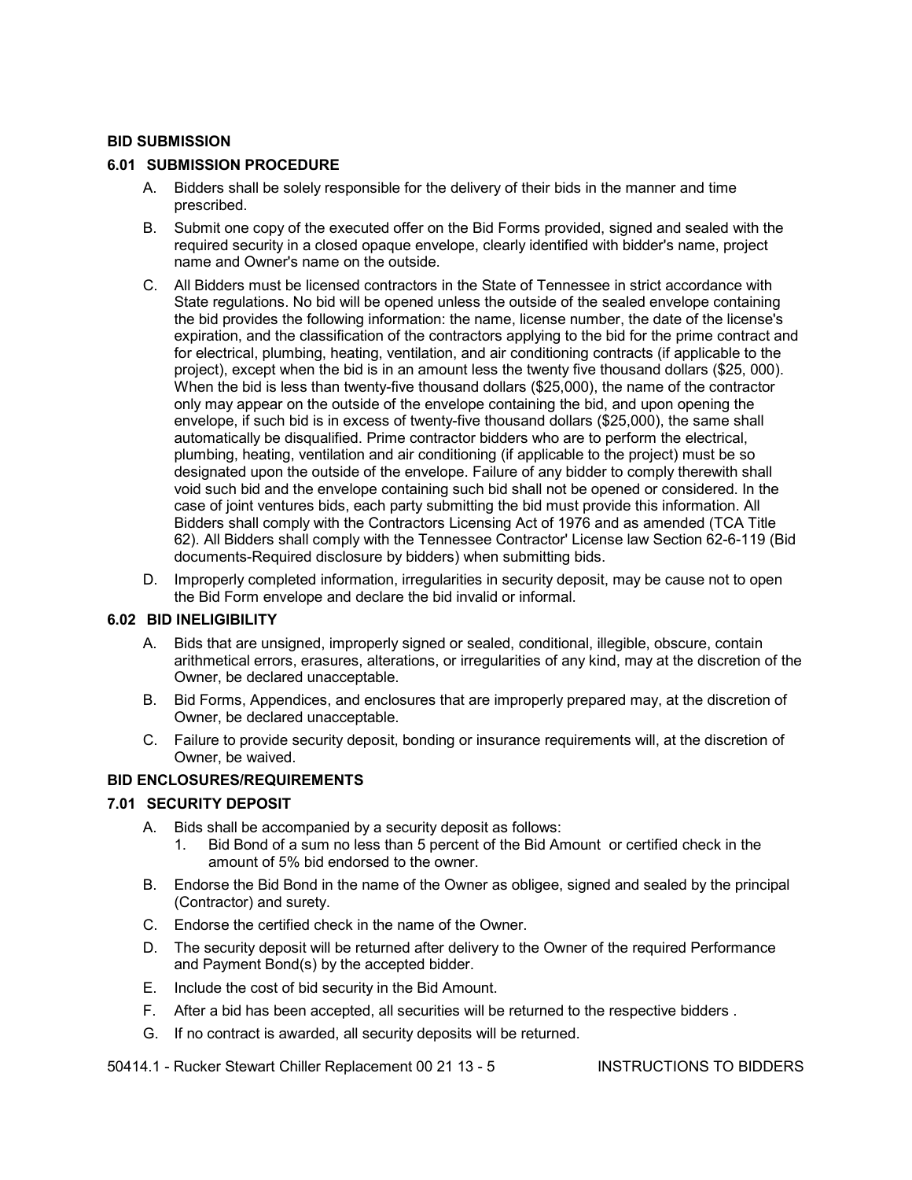## BID SUBMISSION

### 6.01 SUBMISSION PROCEDURE

A. Bidders shall be solely responsible for the delivery of their bids in the manner and time prescribed.

B. Submit one copy of the executed offer on the Bid Forms provided, signed and sealed with the required security in a closed opaque envelope, clearly identified with bidder's name, project name and Owner's name on the outside.

C. All Bidders must be licensed contractors in the State of Tennessee in strict accordance with State regulations. No bid will be opened unless the outside of the sealed envelope containing the bid provides the following information: the name, license number, the date of the license's expiration, and the classification of the contractors applying to the bid for the prime contract and for electrical, plumbing, heating, ventilation, and air conditioning contracts (if applicable to the project), except when the bid is in an amount less the twenty five thousand dollars ($25, 000). When the bid is less than twenty-five thousand dollars ($25,000), the name of the contractor only may appear on the outside of the envelope containing the bid, and upon opening the envelope, if such bid is in excess of twenty-five thousand dollars ($25,000), the same shall automatically be disqualified. Prime contractor bidders who are to perform the electrical, plumbing, heating, ventilation and air conditioning (if applicable to the project) must be so designated upon the outside of the envelope. Failure of any bidder to comply therewith shall void such bid and the envelope containing such bid shall not be opened or considered. In the case of joint ventures bids, each party submitting the bid must provide this information. All Bidders shall comply with the Contractors Licensing Act of 1976 and as amended (TCA Title 62). All Bidders shall comply with the Tennessee Contractor' License law Section 62-6-119 (Bid documents-Required disclosure by bidders) when submitting bids.

D. Improperly completed information, irregularities in security deposit, may be cause not to open the Bid Form envelope and declare the bid invalid or informal.

### 6.02 BID INELIGIBILITY

A. Bids that are unsigned, improperly signed or sealed, conditional, illegible, obscure, contain arithmetical errors, erasures, alterations, or irregularities of any kind, may at the discretion of the Owner, be declared unacceptable.

B. Bid Forms, Appendices, and enclosures that are improperly prepared may, at the discretion of Owner, be declared unacceptable.

C. Failure to provide security deposit, bonding or insurance requirements will, at the discretion of Owner, be waived.

## BID ENCLOSURES/REQUIREMENTS

### 7.01 SECURITY DEPOSIT

A. Bids shall be accompanied by a security deposit as follows:
   1. Bid Bond of a sum no less than 5 percent of the Bid Amount or certified check in the amount of 5% bid endorsed to the owner.

B. Endorse the Bid Bond in the name of the Owner as obligee, signed and sealed by the principal (Contractor) and surety.

C. Endorse the certified check in the name of the Owner.

D. The security deposit will be returned after delivery to the Owner of the required Performance and Payment Bond(s) by the accepted bidder.

E. Include the cost of bid security in the Bid Amount.

F. After a bid has been accepted, all securities will be returned to the respective bidders .

G. If no contract is awarded, all security deposits will be returned.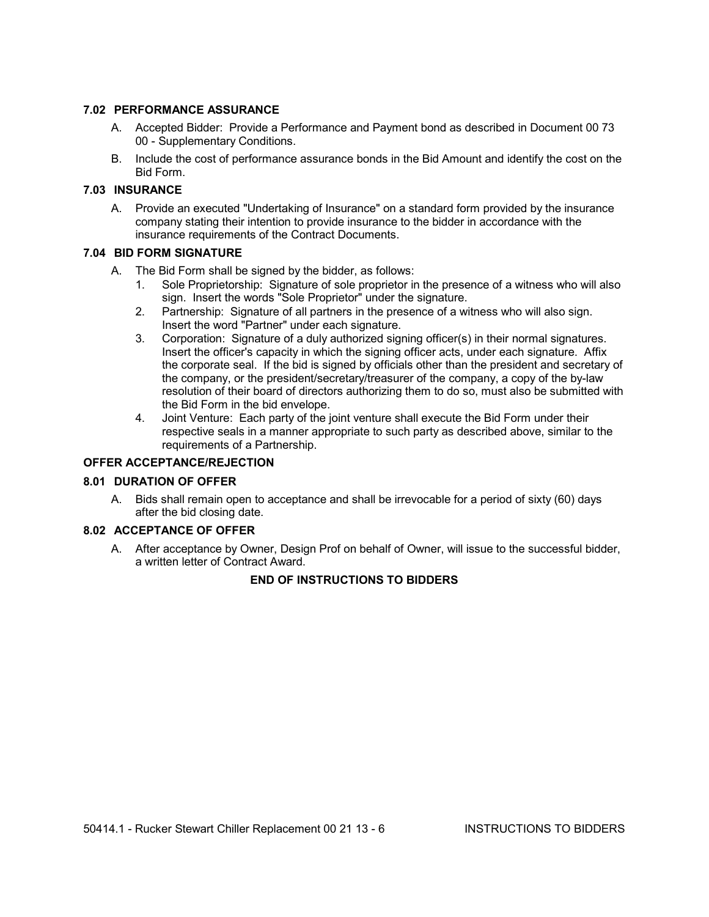### 7.02 PERFORMANCE ASSURANCE

A. Accepted Bidder: Provide a Performance and Payment bond as described in Document 00 73 00 - Supplementary Conditions.

B. Include the cost of performance assurance bonds in the Bid Amount and identify the cost on the Bid Form.

### 7.03 INSURANCE

A. Provide an executed "Undertaking of Insurance" on a standard form provided by the insurance company stating their intention to provide insurance to the bidder in accordance with the insurance requirements of the Contract Documents.

### 7.04 BID FORM SIGNATURE

A. The Bid Form shall be signed by the bidder, as follows:
   1. Sole Proprietorship: Signature of sole proprietor in the presence of a witness who will also sign. Insert the words "Sole Proprietor" under the signature.
   2. Partnership: Signature of all partners in the presence of a witness who will also sign. Insert the word "Partner" under each signature.
   3. Corporation: Signature of a duly authorized signing officer(s) in their normal signatures. Insert the officer's capacity in which the signing officer acts, under each signature. Affix the corporate seal. If the bid is signed by officials other than the president and secretary of the company, or the president/secretary/treasurer of the company, a copy of the by-law resolution of their board of directors authorizing them to do so, must also be submitted with the Bid Form in the bid envelope.
   4. Joint Venture: Each party of the joint venture shall execute the Bid Form under their respective seals in a manner appropriate to such party as described above, similar to the requirements of a Partnership.

## OFFER ACCEPTANCE/REJECTION

### 8.01 DURATION OF OFFER

A. Bids shall remain open to acceptance and shall be irrevocable for a period of sixty (60) days after the bid closing date.

### 8.02 ACCEPTANCE OF OFFER

A. After acceptance by Owner, Design Prof on behalf of Owner, will issue to the successful bidder, a written letter of Contract Award.

**END OF INSTRUCTIONS TO BIDDERS**